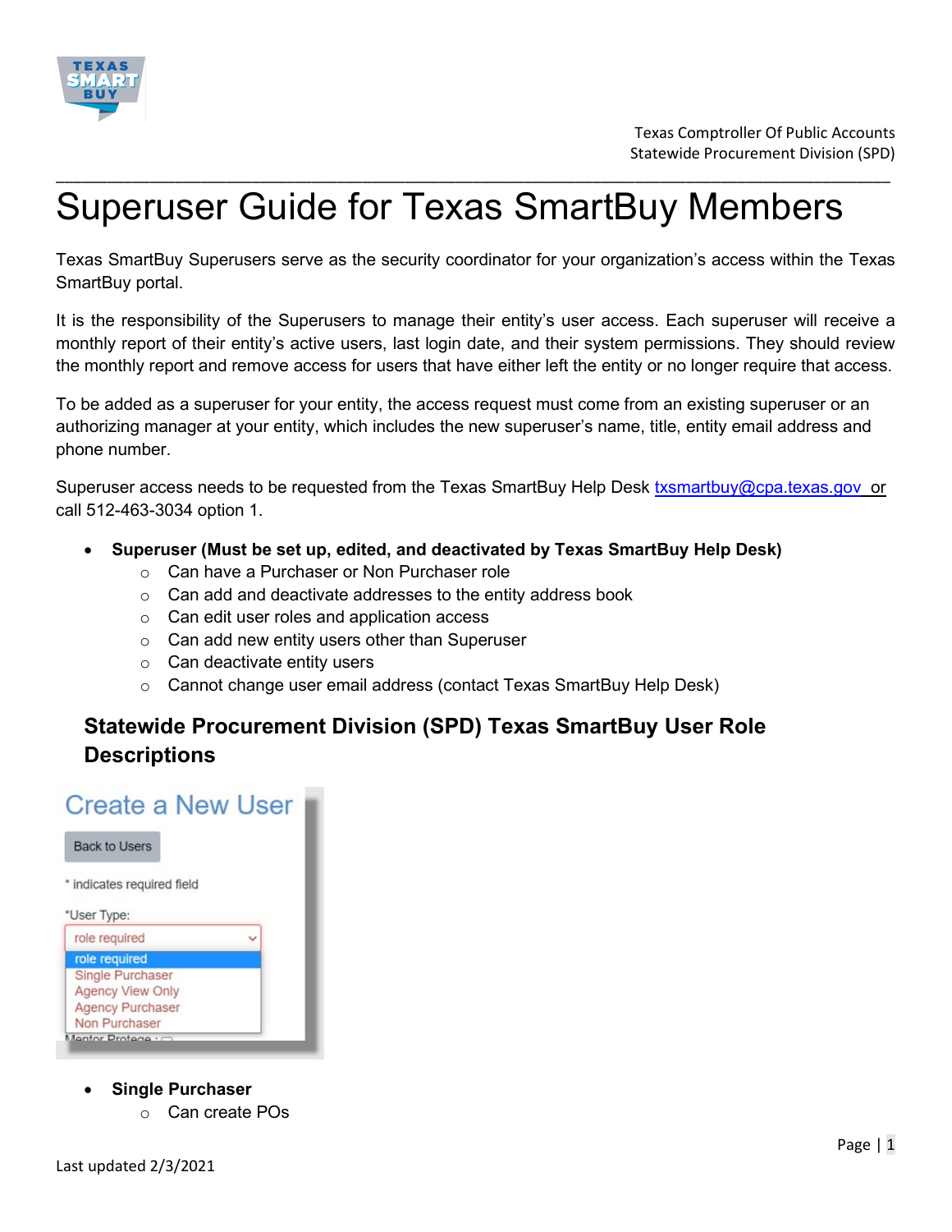# Superuser Guide for Texas SmartBuy Members

Texas SmartBuy Superusers serve as the security coordinator for your organization's access within the Texas SmartBuy portal.

It is the responsibility of the Superusers to manage their entity's user access. Each superuser will receive a monthly report of their entity's active users, last login date, and their system permissions. They should review the monthly report and remove access for users that have either left the entity or no longer require that access.

To be added as a superuser for your entity, the access request must come from an existing superuser or an authorizing manager at your entity, which includes the new superuser's name, title, entity email address and phone number.

Superuser access needs to be requested from the Texas SmartBuy Help Desk txsmartbuy@cpa.texas.gov or call 512-463-3034 option 1.

- **Superuser (Must be set up, edited, and deactivated by Texas SmartBuy Help Desk)**
  - Can have a Purchaser or Non Purchaser role
  - Can add and deactivate addresses to the entity address book
  - Can edit user roles and application access
  - Can add new entity users other than Superuser
  - Can deactivate entity users
  - Cannot change user email address (contact Texas SmartBuy Help Desk)

## Statewide Procurement Division (SPD) Texas SmartBuy User Role Descriptions

- **Single Purchaser**
  - Can create POs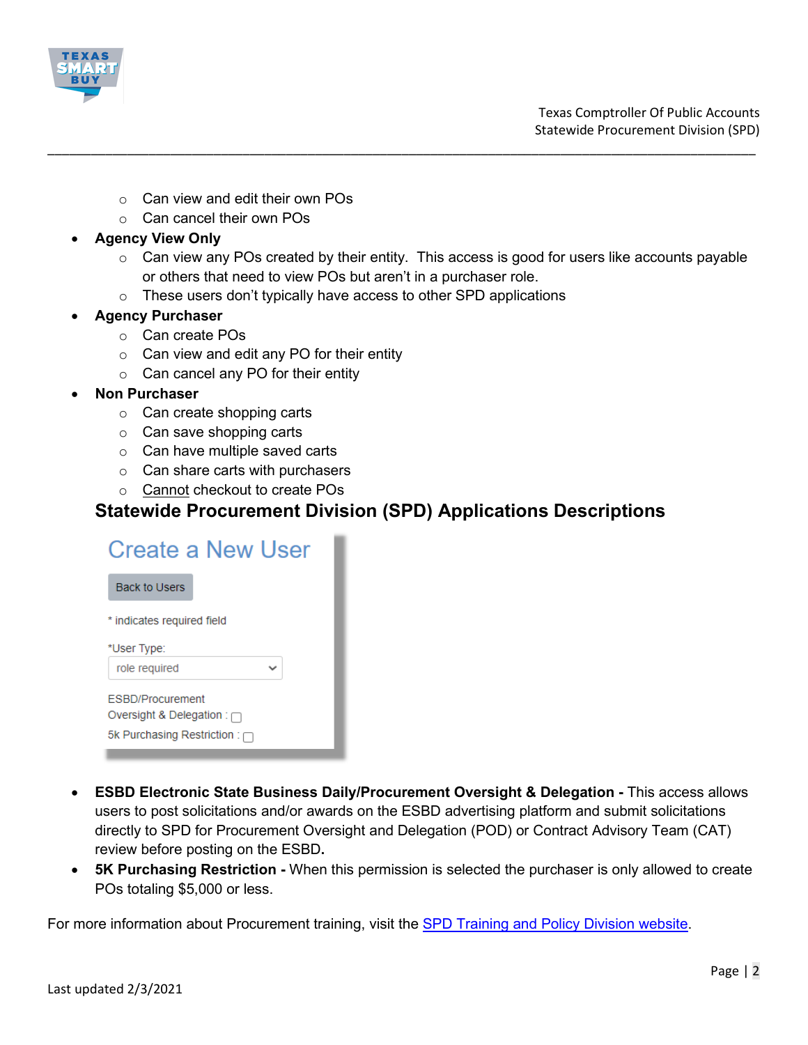- Can view and edit their own POs
  - Can cancel their own POs
- **Agency View Only**
  - Can view any POs created by their entity. This access is good for users like accounts payable or others that need to view POs but aren't in a purchaser role.
  - These users don't typically have access to other SPD applications
- **Agency Purchaser**
  - Can create POs
  - Can view and edit any PO for their entity
  - Can cancel any PO for their entity
- **Non Purchaser**
  - Can create shopping carts
  - Can save shopping carts
  - Can have multiple saved carts
  - Can share carts with purchasers
  - Cannot checkout to create POs

## Statewide Procurement Division (SPD) Applications Descriptions

Create a New User

Back to Users

\* indicates required field

\*User Type: role required

ESBD/Procurement Oversight & Delegation :

5k Purchasing Restriction :

- **ESBD Electronic State Business Daily/Procurement Oversight & Delegation -** This access allows users to post solicitations and/or awards on the ESBD advertising platform and submit solicitations directly to SPD for Procurement Oversight and Delegation (POD) or Contract Advisory Team (CAT) review before posting on the ESBD.
- **5K Purchasing Restriction -** When this permission is selected the purchaser is only allowed to create POs totaling $5,000 or less.

For more information about Procurement training, visit the [SPD Training and Policy Division website](#).

Last updated 2/3/2021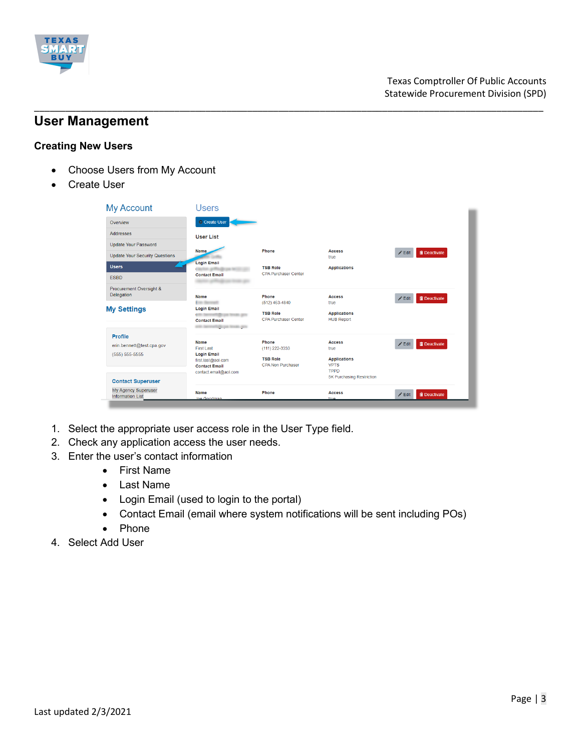# User Management

## Creating New Users

- Choose Users from My Account
- Create User

1. Select the appropriate user access role in the User Type field.
2. Check any application access the user needs.
3. Enter the user's contact information
   - First Name
   - Last Name
   - Login Email (used to login to the portal)
   - Contact Email (email where system notifications will be sent including POs)
   - Phone
4. Select Add User

Last updated 2/3/2021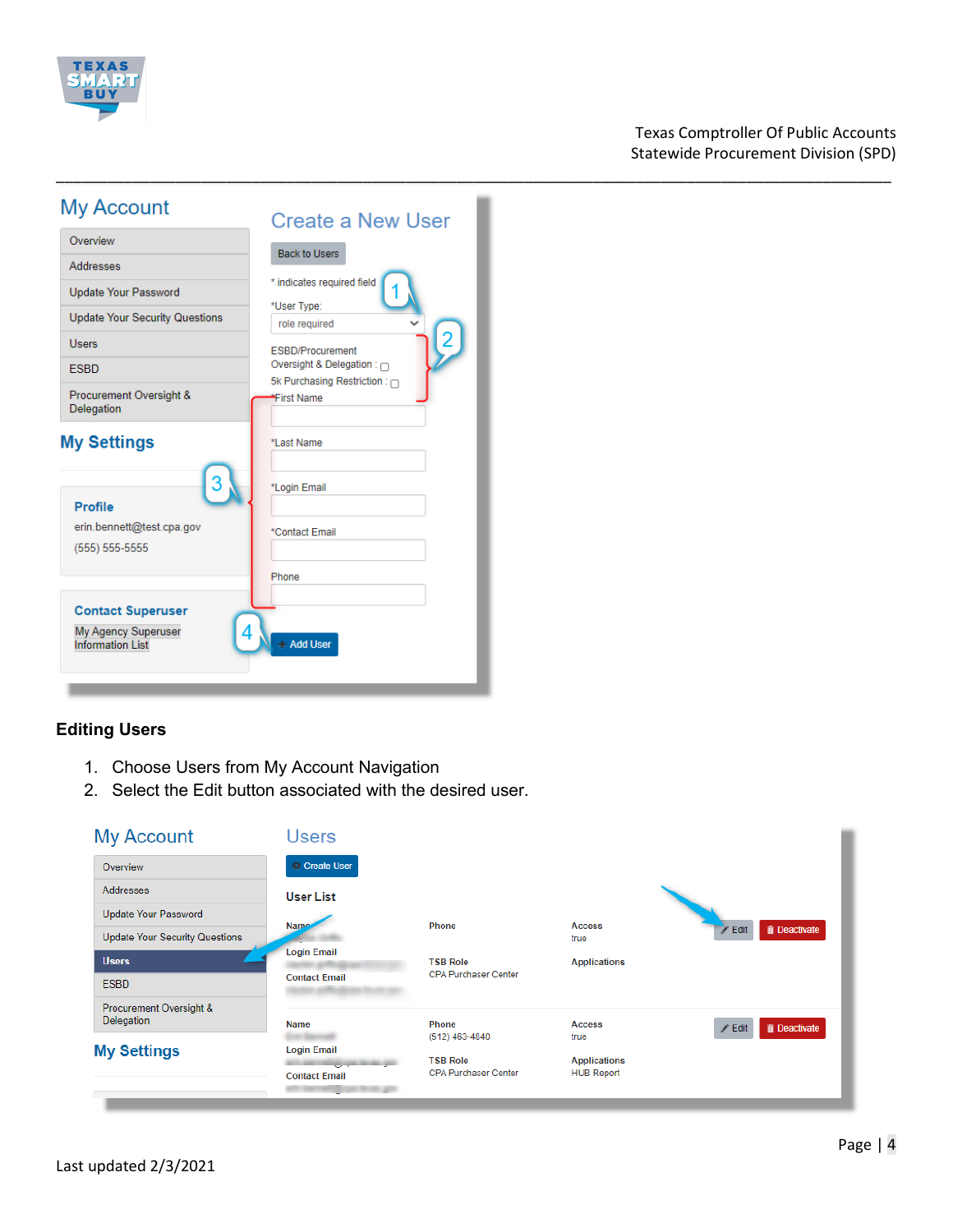My Account

- Overview
- Addresses
- Update Your Password
- Update Your Security Questions
- Users
- ESBD
- Procurement Oversight & Delegation

My Settings

**Profile**
erin.bennett@test.cpa.gov
(555) 555-5555

**Contact Superuser**
My Agency Superuser Information List

Create a New User

Back to Users

\* indicates required field

\*User Type: role required

ESBD/Procurement Oversight & Delegation :

5k Purchasing Restriction :

\*First Name

\*Last Name

\*Login Email

\*Contact Email

Phone

Add User

### Editing Users

1. Choose Users from My Account Navigation
2. Select the Edit button associated with the desired user.

My Account

- Overview
- Addresses
- Update Your Password
- Update Your Security Questions
- Users
- ESBD
- Procurement Oversight & Delegation

My Settings

Users

Create User

User List

| Name | Phone | Access | |
|---|---|---|---|
| Login Email | | true | Edit / Deactivate |
| Contact Email | TSB Role: CPA Purchaser Center | Applications | |
| Name | Phone: (512) 463-4840 | Access: true | Edit / Deactivate |
| Login Email | | | |
| Contact Email | TSB Role: CPA Purchaser Center | Applications: HUB Report | |

Last updated 2/3/2021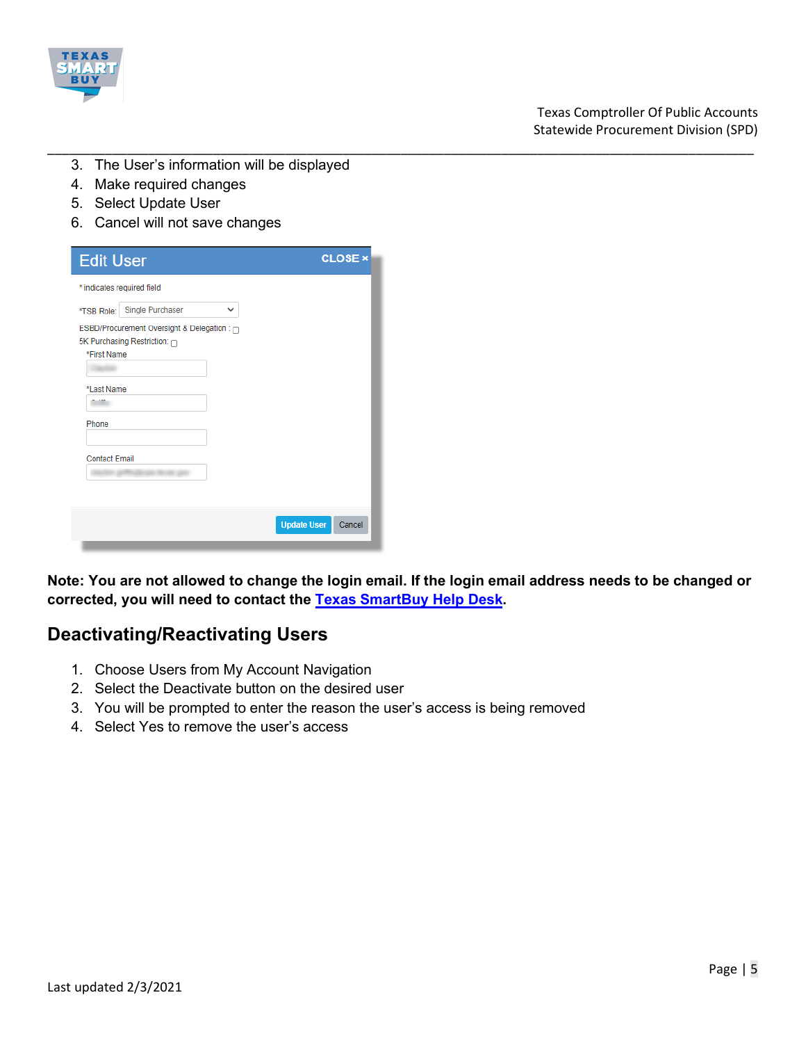3. The User's information will be displayed
4. Make required changes
5. Select Update User
6. Cancel will not save changes

**Note: You are not allowed to change the login email. If the login email address needs to be changed or corrected, you will need to contact the Texas SmartBuy Help Desk.**

## Deactivating/Reactivating Users

1. Choose Users from My Account Navigation
2. Select the Deactivate button on the desired user
3. You will be prompted to enter the reason the user's access is being removed
4. Select Yes to remove the user's access

Last updated 2/3/2021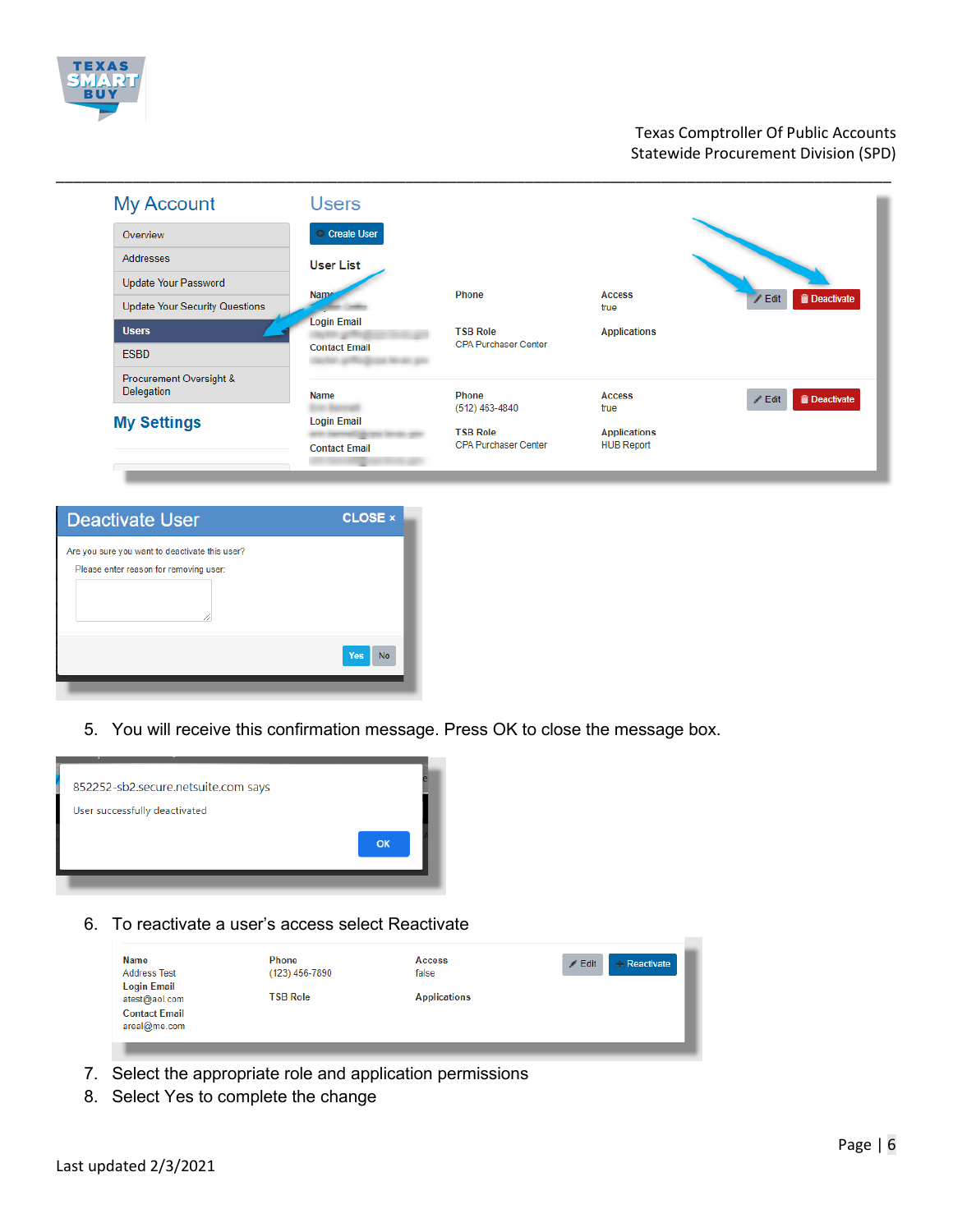5. You will receive this confirmation message. Press OK to close the message box.

6. To reactivate a user's access select Reactivate

7. Select the appropriate role and application permissions
8. Select Yes to complete the change

Last updated 2/3/2021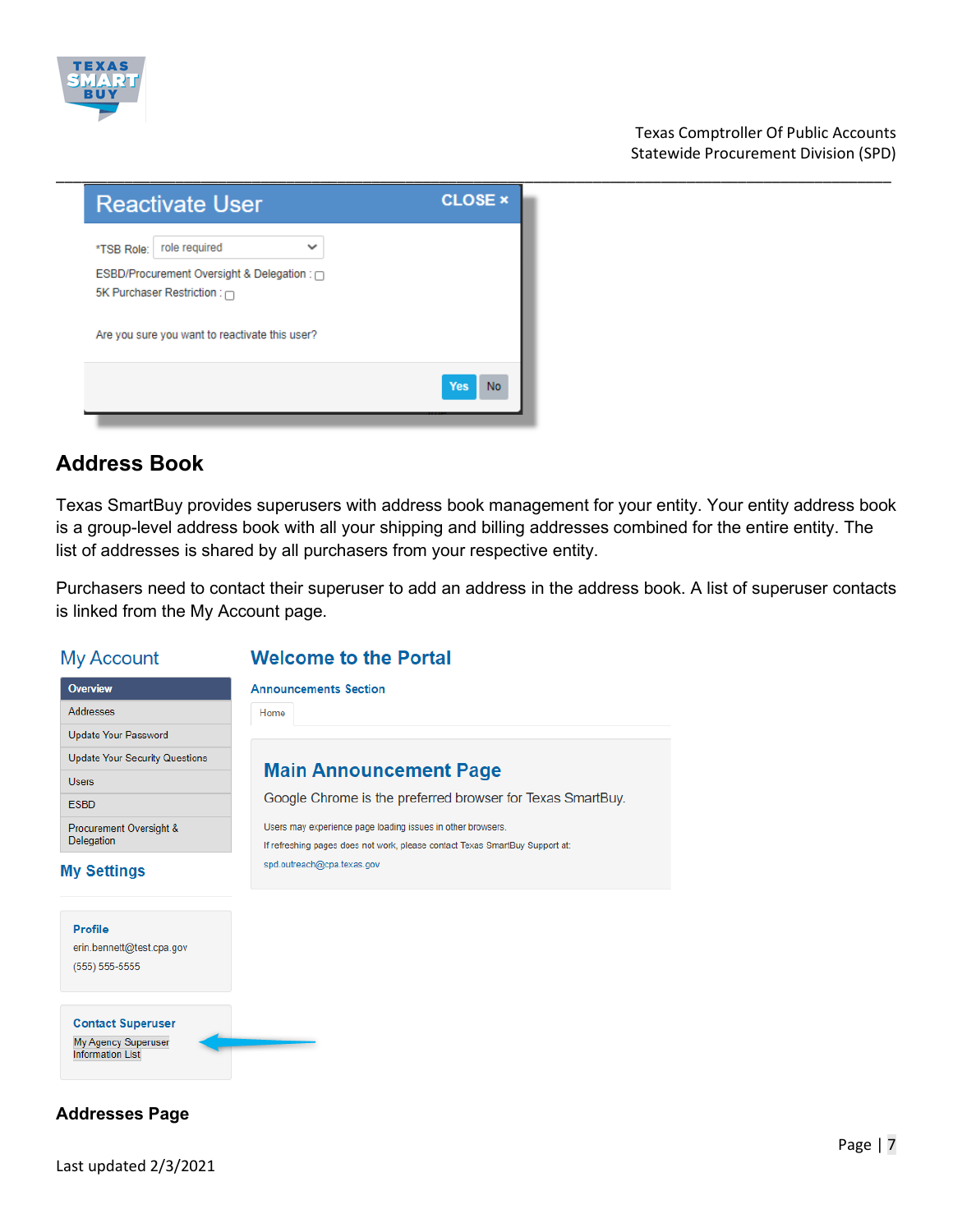## Address Book

Texas SmartBuy provides superusers with address book management for your entity. Your entity address book is a group-level address book with all your shipping and billing addresses combined for the entire entity. The list of addresses is shared by all purchasers from your respective entity.

Purchasers need to contact their superuser to add an address in the address book. A list of superuser contacts is linked from the My Account page.

### Addresses Page

Last updated 2/3/2021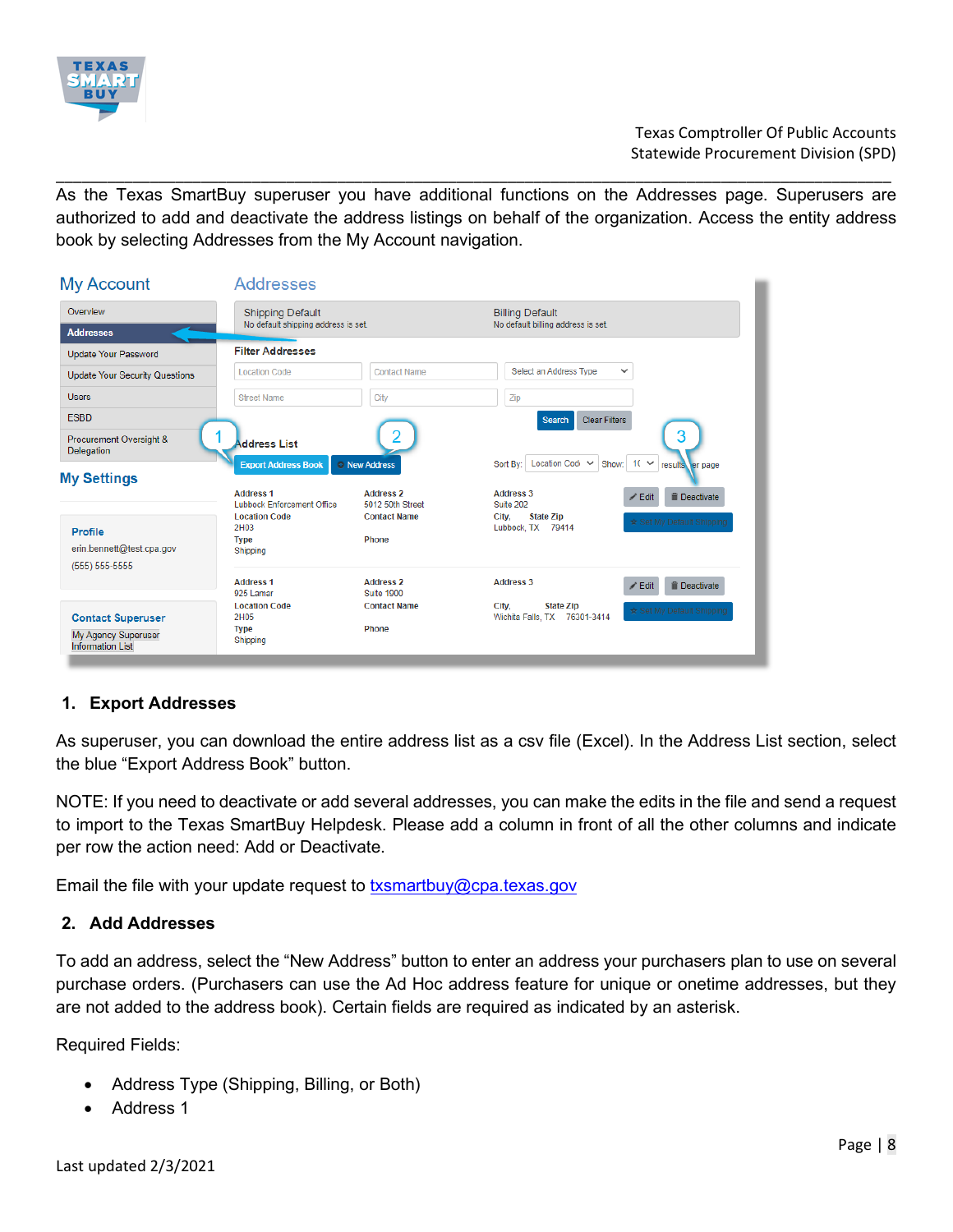As the Texas SmartBuy superuser you have additional functions on the Addresses page. Superusers are authorized to add and deactivate the address listings on behalf of the organization. Access the entity address book by selecting Addresses from the My Account navigation.

## 1. Export Addresses

As superuser, you can download the entire address list as a csv file (Excel). In the Address List section, select the blue "Export Address Book" button.

NOTE: If you need to deactivate or add several addresses, you can make the edits in the file and send a request to import to the Texas SmartBuy Helpdesk. Please add a column in front of all the other columns and indicate per row the action need: Add or Deactivate.

Email the file with your update request to txsmartbuy@cpa.texas.gov

## 2. Add Addresses

To add an address, select the "New Address" button to enter an address your purchasers plan to use on several purchase orders. (Purchasers can use the Ad Hoc address feature for unique or onetime addresses, but they are not added to the address book). Certain fields are required as indicated by an asterisk.

Required Fields:

- Address Type (Shipping, Billing, or Both)
- Address 1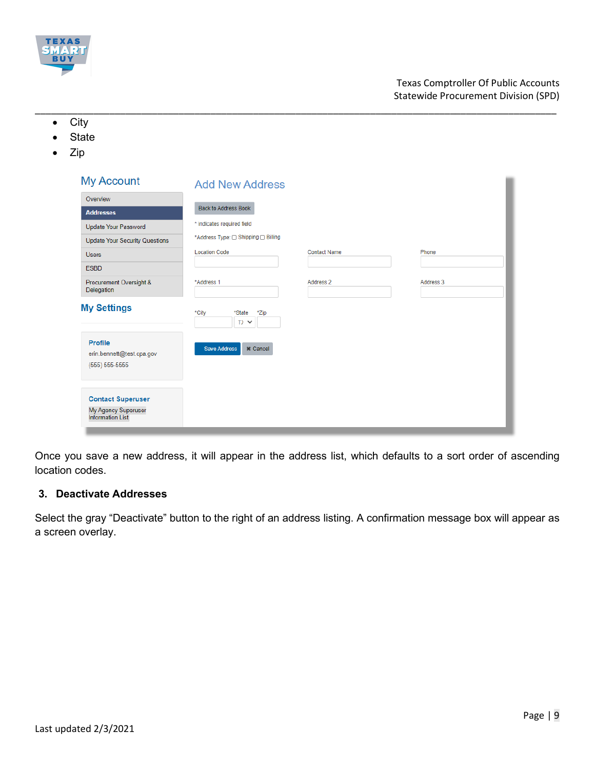- City
- State
- Zip

Once you save a new address, it will appear in the address list, which defaults to a sort order of ascending location codes.

## 3. Deactivate Addresses

Select the gray “Deactivate” button to the right of an address listing. A confirmation message box will appear as a screen overlay.

Last updated 2/3/2021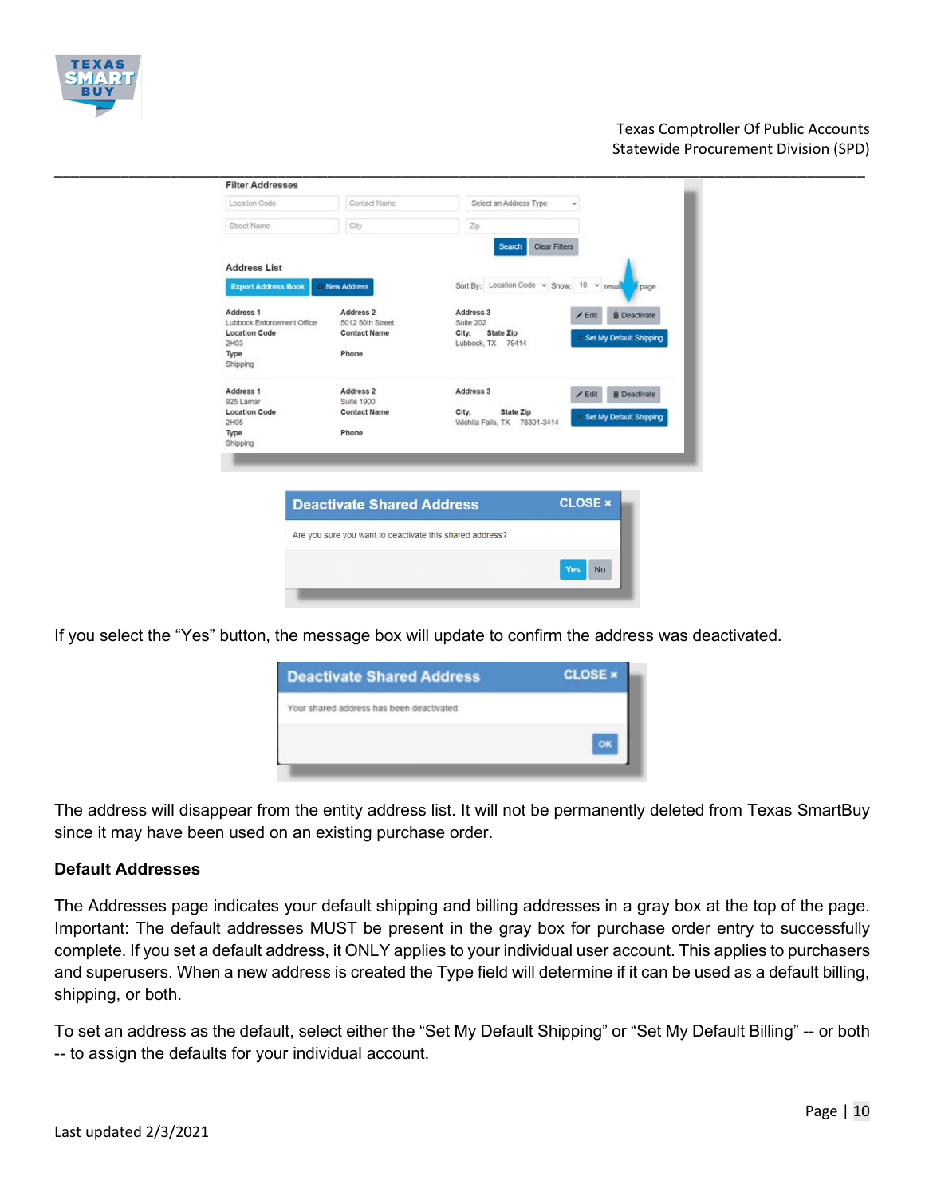If you select the “Yes” button, the message box will update to confirm the address was deactivated.

The address will disappear from the entity address list. It will not be permanently deleted from Texas SmartBuy since it may have been used on an existing purchase order.

**Default Addresses**

The Addresses page indicates your default shipping and billing addresses in a gray box at the top of the page. Important: The default addresses MUST be present in the gray box for purchase order entry to successfully complete. If you set a default address, it ONLY applies to your individual user account. This applies to purchasers and superusers. When a new address is created the Type field will determine if it can be used as a default billing, shipping, or both.

To set an address as the default, select either the “Set My Default Shipping” or “Set My Default Billing” -- or both -- to assign the defaults for your individual account.

Last updated 2/3/2021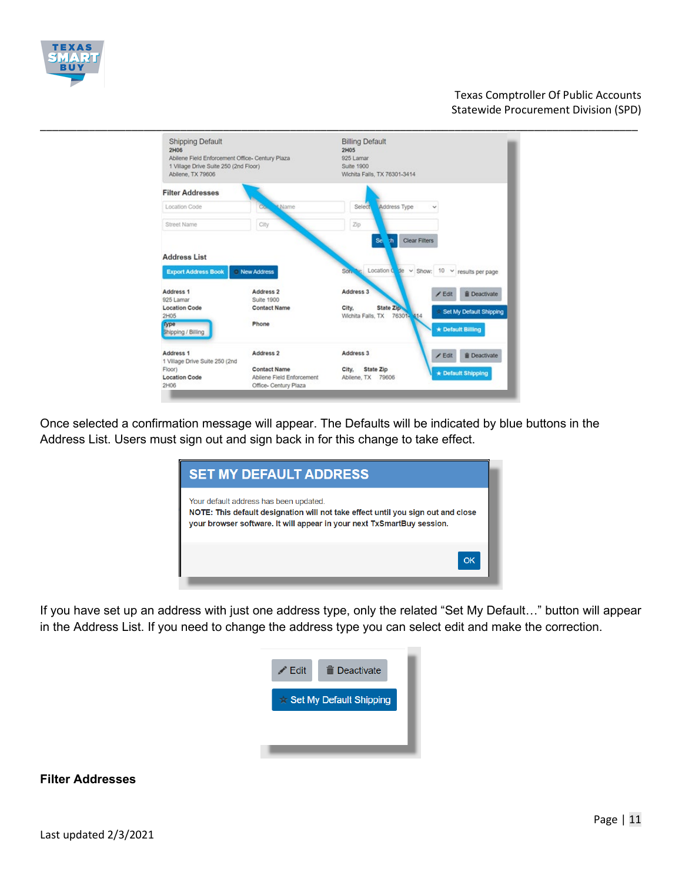Once selected a confirmation message will appear. The Defaults will be indicated by blue buttons in the Address List. Users must sign out and sign back in for this change to take effect.

If you have set up an address with just one address type, only the related “Set My Default…” button will appear in the Address List. If you need to change the address type you can select edit and make the correction.

**Filter Addresses**

Last updated 2/3/2021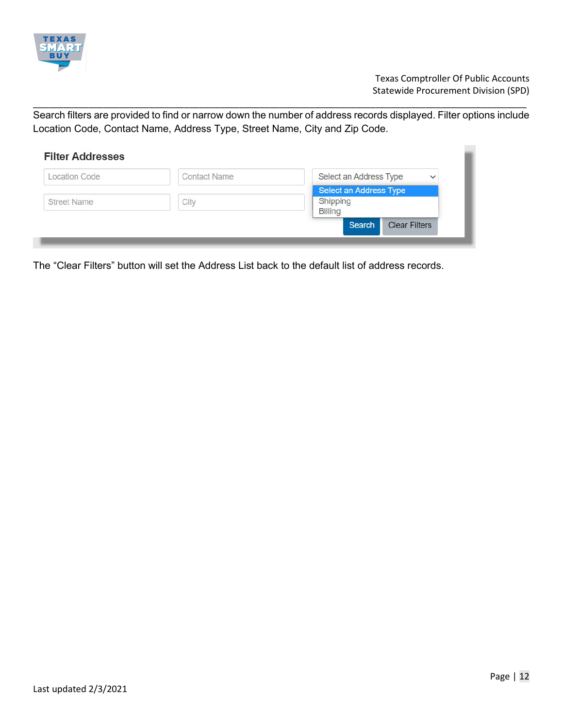Search filters are provided to find or narrow down the number of address records displayed. Filter options include Location Code, Contact Name, Address Type, Street Name, City and Zip Code.

The “Clear Filters” button will set the Address List back to the default list of address records.

Last updated 2/3/2021